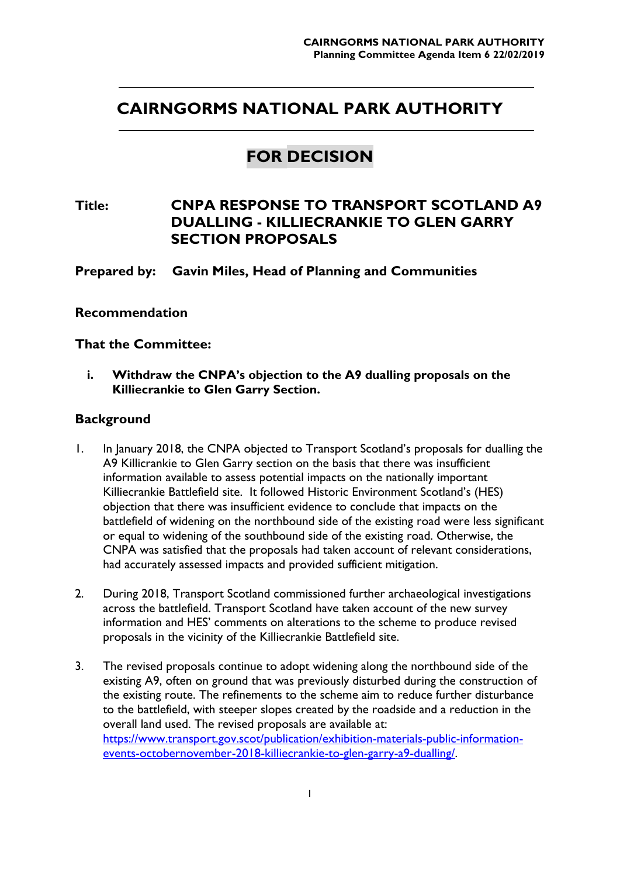# CAIRNGORMS NATIONAL PARK AUTHORITY

## FOR DECISION

**Title: CNPA RESPONSE TO TRANSPORT SCOTLAND A9 DUALLING - KILLIECRANKIE TO GLEN GARRY SECTION PROPOSALS**

**Prepared by: Gavin Miles, Head of Planning and Communities**

### Recommendation

**That the Committee:**

**i. Withdraw the CNPA's objection to the A9 dualling proposals on the Killiecrankie to Glen Garry Section.**

### Background

1. In January 2018, the CNPA objected to Transport Scotland's proposals for dualling the A9 Killicrankie to Glen Garry section on the basis that there was insufficient information available to assess potential impacts on the nationally important Killiecrankie Battlefield site. It followed Historic Environment Scotland's (HES) objection that there was insufficient evidence to conclude that impacts on the battlefield of widening on the northbound side of the existing road were less significant or equal to widening of the southbound side of the existing road. Otherwise, the CNPA was satisfied that the proposals had taken account of relevant considerations, had accurately assessed impacts and provided sufficient mitigation.

2. During 2018, Transport Scotland commissioned further archaeological investigations across the battlefield. Transport Scotland have taken account of the new survey information and HES' comments on alterations to the scheme to produce revised proposals in the vicinity of the Killiecrankie Battlefield site.

3. The revised proposals continue to adopt widening along the northbound side of the existing A9, often on ground that was previously disturbed during the construction of the existing route. The refinements to the scheme aim to reduce further disturbance to the battlefield, with steeper slopes created by the roadside and a reduction in the overall land used. The revised proposals are available at: https://www.transport.gov.scot/publication/exhibition-materials-public-information-events-octobernovember-2018-killiecrankie-to-glen-garry-a9-dualling/.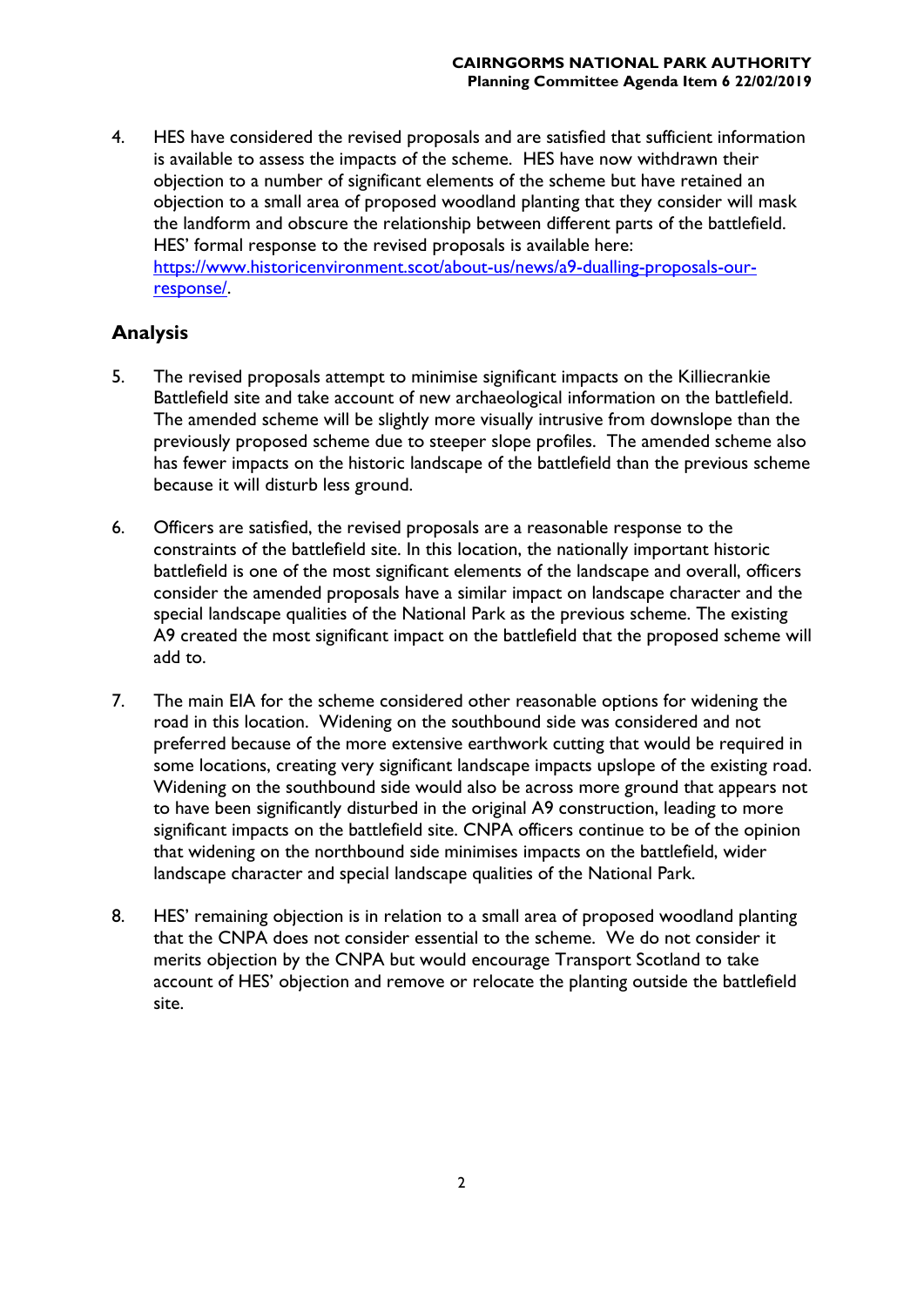4. HES have considered the revised proposals and are satisfied that sufficient information is available to assess the impacts of the scheme. HES have now withdrawn their objection to a number of significant elements of the scheme but have retained an objection to a small area of proposed woodland planting that they consider will mask the landform and obscure the relationship between different parts of the battlefield. HES' formal response to the revised proposals is available here: [https://www.historicenvironment.scot/about-us/news/a9-dualling-proposals-our-response/](https://www.historicenvironment.scot/about-us/news/a9-dualling-proposals-our-response/).

## Analysis

5. The revised proposals attempt to minimise significant impacts on the Killiecrankie Battlefield site and take account of new archaeological information on the battlefield. The amended scheme will be slightly more visually intrusive from downslope than the previously proposed scheme due to steeper slope profiles. The amended scheme also has fewer impacts on the historic landscape of the battlefield than the previous scheme because it will disturb less ground.

6. Officers are satisfied, the revised proposals are a reasonable response to the constraints of the battlefield site. In this location, the nationally important historic battlefield is one of the most significant elements of the landscape and overall, officers consider the amended proposals have a similar impact on landscape character and the special landscape qualities of the National Park as the previous scheme. The existing A9 created the most significant impact on the battlefield that the proposed scheme will add to.

7. The main EIA for the scheme considered other reasonable options for widening the road in this location. Widening on the southbound side was considered and not preferred because of the more extensive earthwork cutting that would be required in some locations, creating very significant landscape impacts upslope of the existing road. Widening on the southbound side would also be across more ground that appears not to have been significantly disturbed in the original A9 construction, leading to more significant impacts on the battlefield site. CNPA officers continue to be of the opinion that widening on the northbound side minimises impacts on the battlefield, wider landscape character and special landscape qualities of the National Park.

8. HES' remaining objection is in relation to a small area of proposed woodland planting that the CNPA does not consider essential to the scheme. We do not consider it merits objection by the CNPA but would encourage Transport Scotland to take account of HES' objection and remove or relocate the planting outside the battlefield site.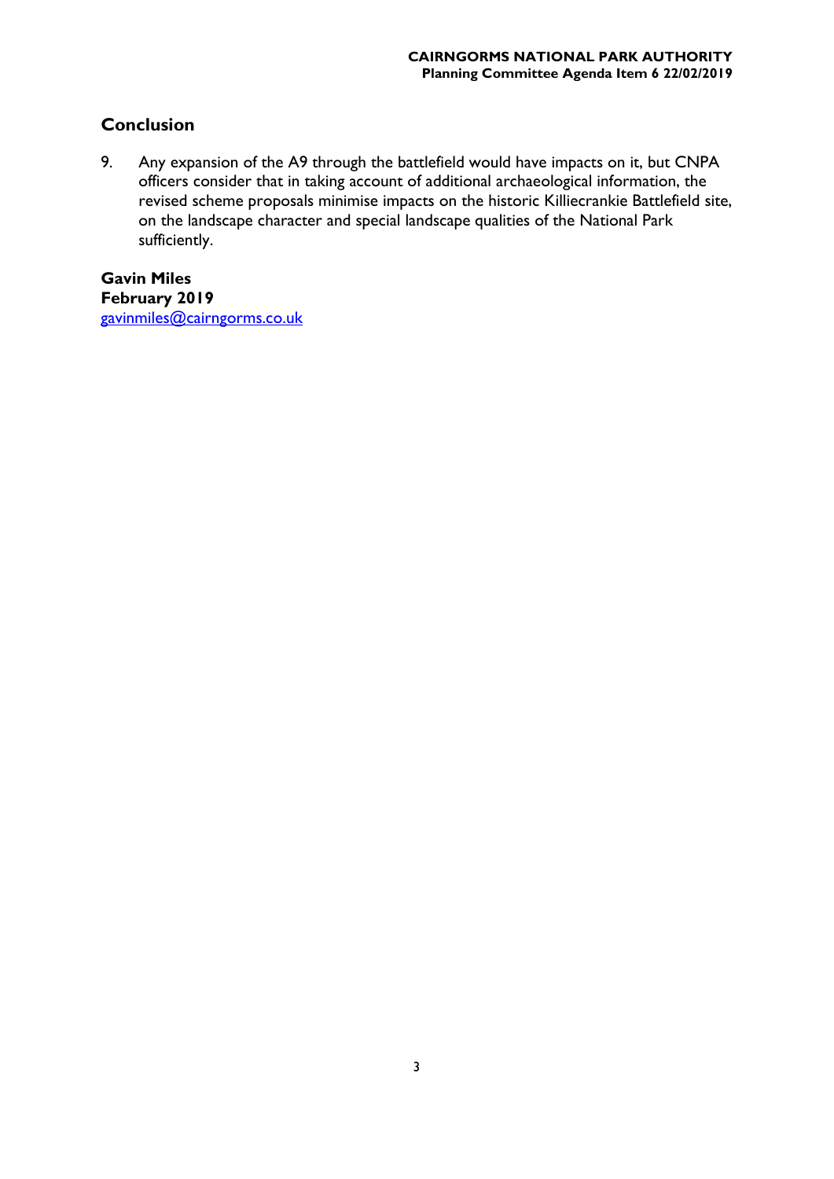## Conclusion

9. Any expansion of the A9 through the battlefield would have impacts on it, but CNPA officers consider that in taking account of additional archaeological information, the revised scheme proposals minimise impacts on the historic Killiecrankie Battlefield site, on the landscape character and special landscape qualities of the National Park sufficiently.

**Gavin Miles**
**February 2019**
gavinmiles@cairngorms.co.uk